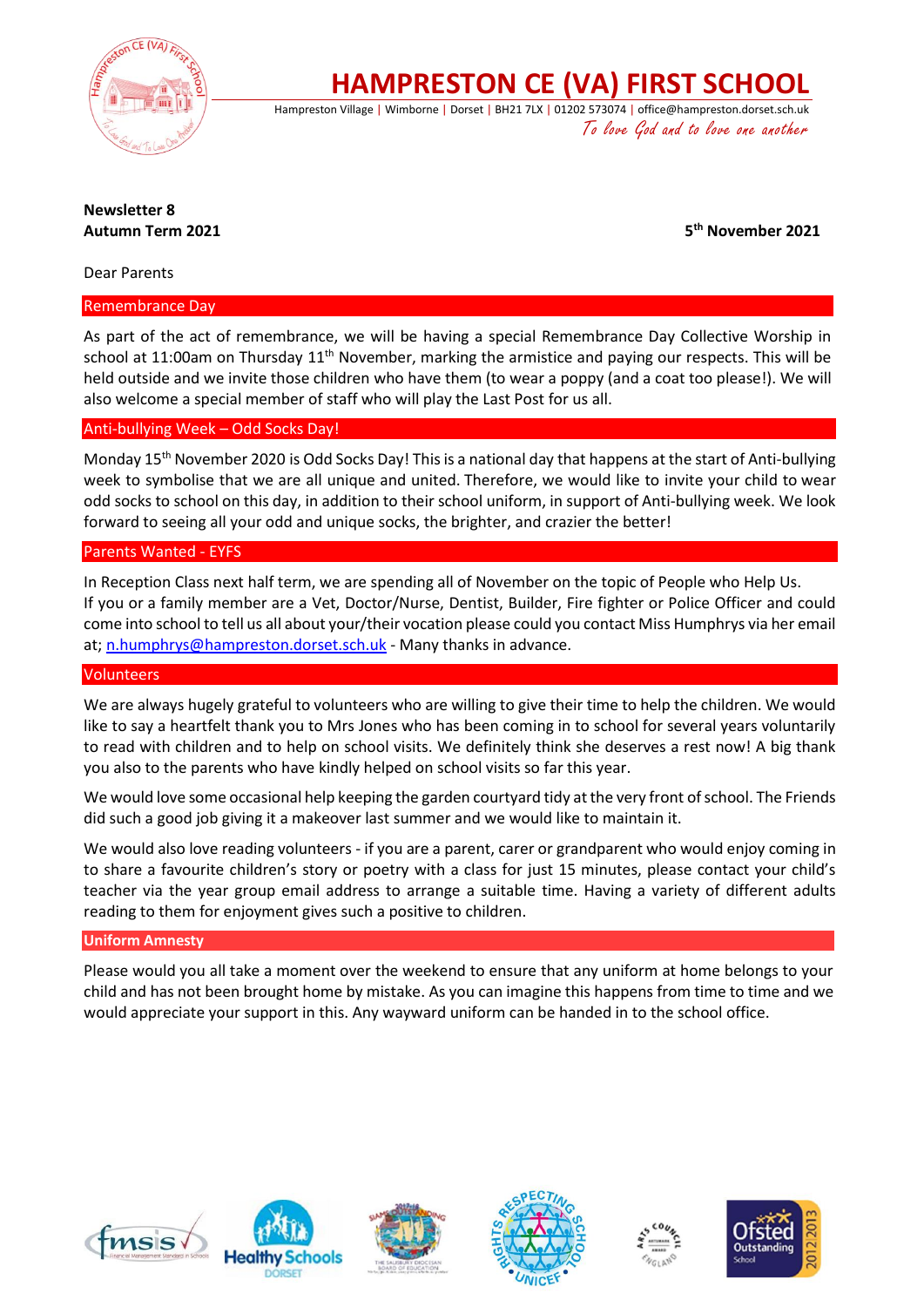# HAMPRESTON CE (VA) FIRST SCHOOL

Hampreston Village | Wimborne | Dorset | BH21 7LX | 01202 573074 | office@hampreston.dorset.sch.uk

*To love God and to love one another*

**Newsletter 8**
**Autumn Term 2021**

**5th November 2021**

Dear Parents

## Remembrance Day

As part of the act of remembrance, we will be having a special Remembrance Day Collective Worship in school at 11:00am on Thursday 11th November, marking the armistice and paying our respects. This will be held outside and we invite those children who have them (to wear a poppy (and a coat too please!). We will also welcome a special member of staff who will play the Last Post for us all.

## Anti-bullying Week – Odd Socks Day!

Monday 15th November 2020 is Odd Socks Day! This is a national day that happens at the start of Anti-bullying week to symbolise that we are all unique and united. Therefore, we would like to invite your child to wear odd socks to school on this day, in addition to their school uniform, in support of Anti-bullying week. We look forward to seeing all your odd and unique socks, the brighter, and crazier the better!

## Parents Wanted - EYFS

In Reception Class next half term, we are spending all of November on the topic of People who Help Us.
If you or a family member are a Vet, Doctor/Nurse, Dentist, Builder, Fire fighter or Police Officer and could come into school to tell us all about your/their vocation please could you contact Miss Humphrys via her email at; n.humphrys@hampreston.dorset.sch.uk - Many thanks in advance.

## Volunteers

We are always hugely grateful to volunteers who are willing to give their time to help the children. We would like to say a heartfelt thank you to Mrs Jones who has been coming in to school for several years voluntarily to read with children and to help on school visits. We definitely think she deserves a rest now! A big thank you also to the parents who have kindly helped on school visits so far this year.

We would love some occasional help keeping the garden courtyard tidy at the very front of school. The Friends did such a good job giving it a makeover last summer and we would like to maintain it.

We would also love reading volunteers - if you are a parent, carer or grandparent who would enjoy coming in to share a favourite children's story or poetry with a class for just 15 minutes, please contact your child's teacher via the year group email address to arrange a suitable time. Having a variety of different adults reading to them for enjoyment gives such a positive to children.

## Uniform Amnesty

Please would you all take a moment over the weekend to ensure that any uniform at home belongs to your child and has not been brought home by mistake. As you can imagine this happens from time to time and we would appreciate your support in this. Any wayward uniform can be handed in to the school office.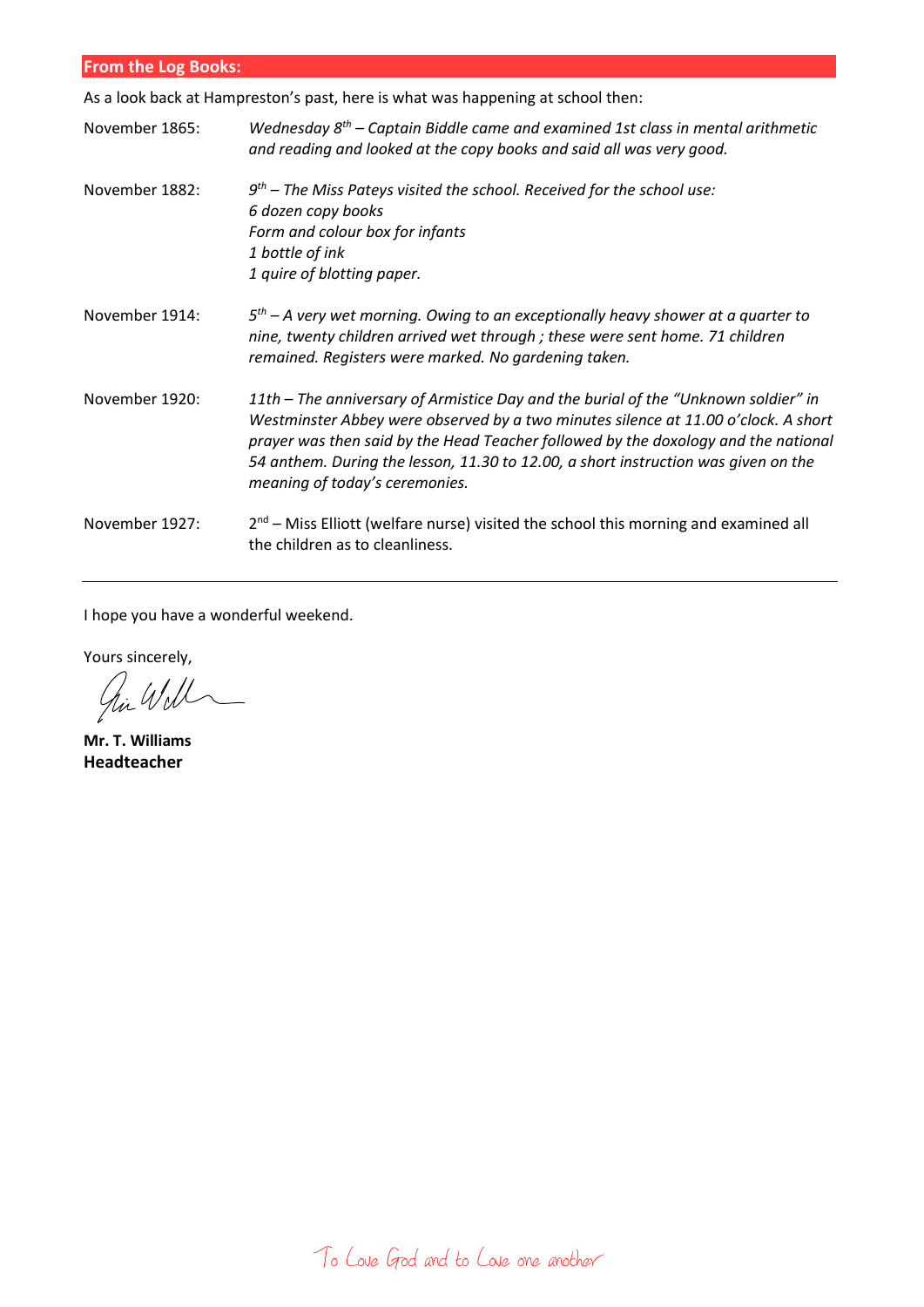## From the Log Books:

As a look back at Hampreston's past, here is what was happening at school then:

November 1865: *Wednesday 8th – Captain Biddle came and examined 1st class in mental arithmetic and reading and looked at the copy books and said all was very good.*

November 1882: *9th – The Miss Pateys visited the school. Received for the school use:*
*6 dozen copy books*
*Form and colour box for infants*
*1 bottle of ink*
*1 quire of blotting paper.*

November 1914: *5th – A very wet morning. Owing to an exceptionally heavy shower at a quarter to nine, twenty children arrived wet through ; these were sent home. 71 children remained. Registers were marked. No gardening taken.*

November 1920: *11th – The anniversary of Armistice Day and the burial of the "Unknown soldier" in Westminster Abbey were observed by a two minutes silence at 11.00 o'clock. A short prayer was then said by the Head Teacher followed by the doxology and the national 54 anthem. During the lesson, 11.30 to 12.00, a short instruction was given on the meaning of today's ceremonies.*

November 1927: 2nd – Miss Elliott (welfare nurse) visited the school this morning and examined all the children as to cleanliness.

---

I hope you have a wonderful weekend.

Yours sincerely,

**Mr. T. Williams**
**Headteacher**

To Love God and to Love one another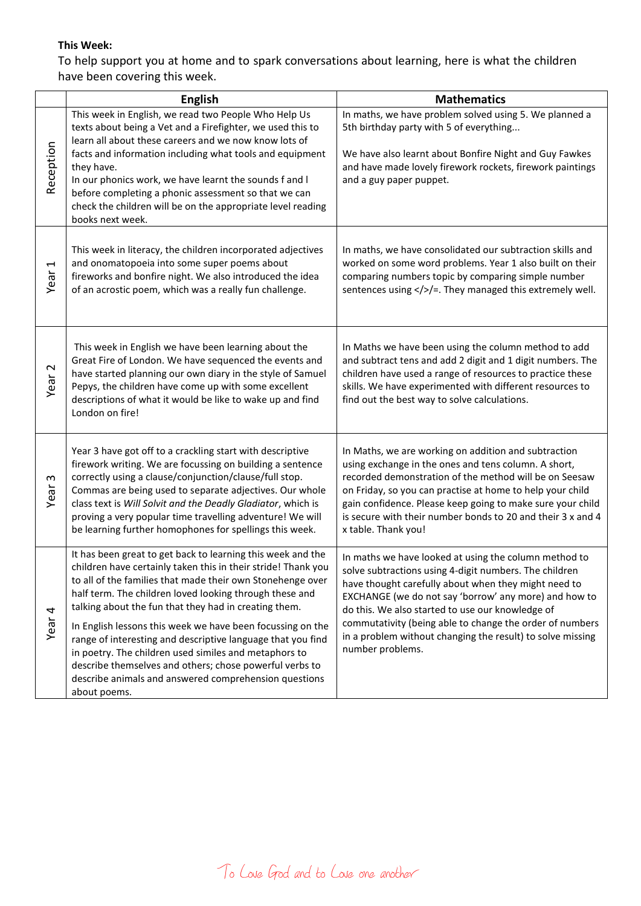**This Week:**

To help support you at home and to spark conversations about learning, here is what the children have been covering this week.

| | English | Mathematics |
|---|---|---|
| Reception | This week in English, we read two People Who Help Us texts about being a Vet and a Firefighter, we used this to learn all about these careers and we now know lots of facts and information including what tools and equipment they have.<br>In our phonics work, we have learnt the sounds f and l before completing a phonic assessment so that we can check the children will be on the appropriate level reading books next week. | In maths, we have problem solved using 5. We planned a 5th birthday party with 5 of everything...<br><br>We have also learnt about Bonfire Night and Guy Fawkes and have made lovely firework rockets, firework paintings and a guy paper puppet. |
| Year 1 | This week in literacy, the children incorporated adjectives and onomatopoeia into some super poems about fireworks and bonfire night. We also introduced the idea of an acrostic poem, which was a really fun challenge. | In maths, we have consolidated our subtraction skills and worked on some word problems. Year 1 also built on their comparing numbers topic by comparing simple number sentences using </>/=. They managed this extremely well. |
| Year 2 | This week in English we have been learning about the Great Fire of London. We have sequenced the events and have started planning our own diary in the style of Samuel Pepys, the children have come up with some excellent descriptions of what it would be like to wake up and find London on fire! | In Maths we have been using the column method to add and subtract tens and add 2 digit and 1 digit numbers. The children have used a range of resources to practice these skills. We have experimented with different resources to find out the best way to solve calculations. |
| Year 3 | Year 3 have got off to a crackling start with descriptive firework writing. We are focussing on building a sentence correctly using a clause/conjunction/clause/full stop. Commas are being used to separate adjectives. Our whole class text is *Will Solvit and the Deadly Gladiator*, which is proving a very popular time travelling adventure! We will be learning further homophones for spellings this week. | In Maths, we are working on addition and subtraction using exchange in the ones and tens column. A short, recorded demonstration of the method will be on Seesaw on Friday, so you can practise at home to help your child gain confidence. Please keep going to make sure your child is secure with their number bonds to 20 and their 3 x and 4 x table. Thank you! |
| Year 4 | It has been great to get back to learning this week and the children have certainly taken this in their stride! Thank you to all of the families that made their own Stonehenge over half term. The children loved looking through these and talking about the fun that they had in creating them.<br><br>In English lessons this week we have been focussing on the range of interesting and descriptive language that you find in poetry. The children used similes and metaphors to describe themselves and others; chose powerful verbs to describe animals and answered comprehension questions about poems. | In maths we have looked at using the column method to solve subtractions using 4-digit numbers. The children have thought carefully about when they might need to EXCHANGE (we do not say 'borrow' any more) and how to do this. We also started to use our knowledge of commutativity (being able to change the order of numbers in a problem without changing the result) to solve missing number problems. |

To Love God and to Love one another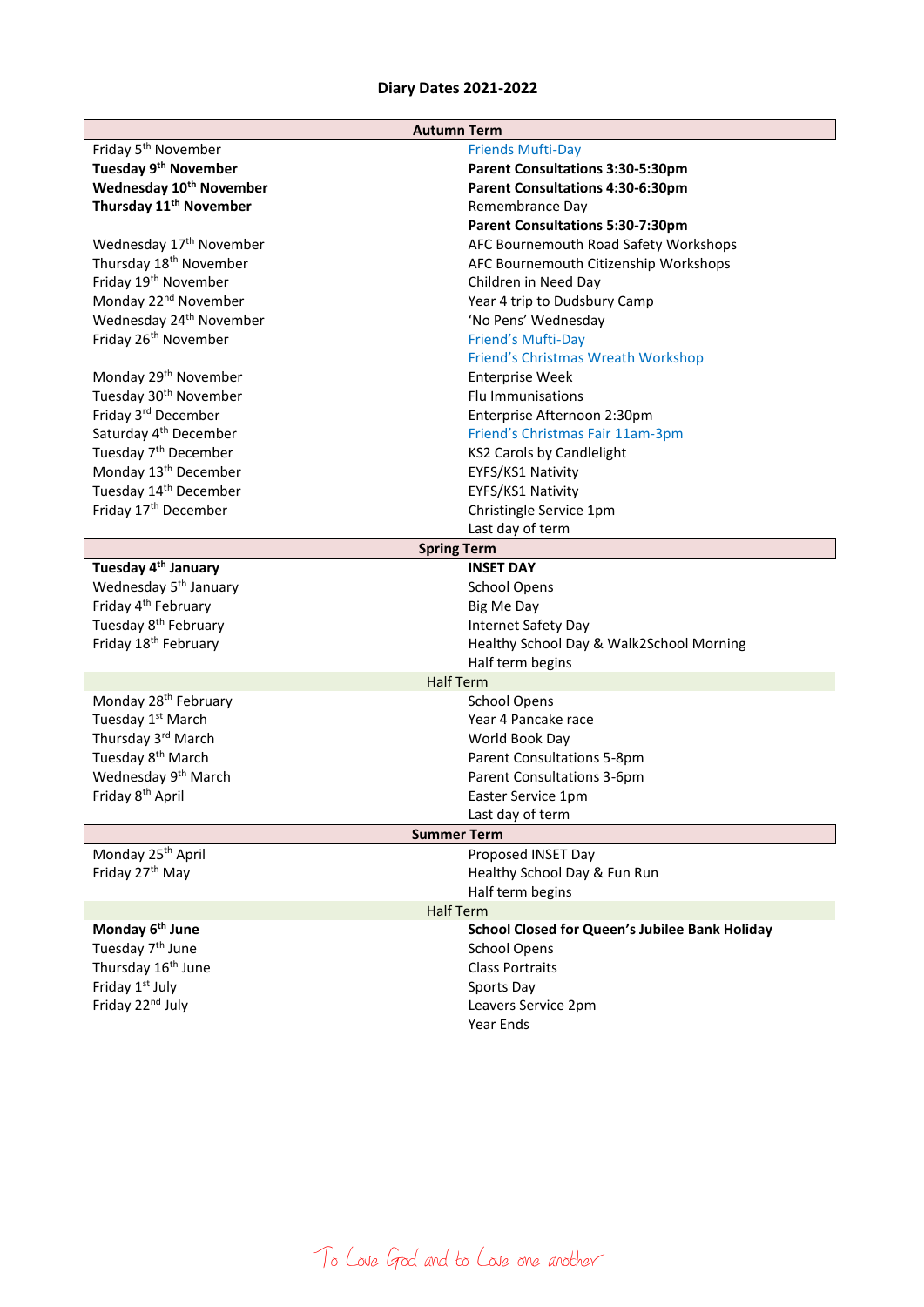# Diary Dates 2021-2022

| | |
|---|---|
| **Autumn Term** | |
| Friday 5th November | Friends Mufti-Day |
| **Tuesday 9th November** | **Parent Consultations 3:30-5:30pm** |
| **Wednesday 10th November** | **Parent Consultations 4:30-6:30pm** |
| **Thursday 11th November** | Remembrance Day |
| | **Parent Consultations 5:30-7:30pm** |
| Wednesday 17th November | AFC Bournemouth Road Safety Workshops |
| Thursday 18th November | AFC Bournemouth Citizenship Workshops |
| Friday 19th November | Children in Need Day |
| Monday 22nd November | Year 4 trip to Dudsbury Camp |
| Wednesday 24th November | 'No Pens' Wednesday |
| Friday 26th November | Friend's Mufti-Day |
| | Friend's Christmas Wreath Workshop |
| Monday 29th November | Enterprise Week |
| Tuesday 30th November | Flu Immunisations |
| Friday 3rd December | Enterprise Afternoon 2:30pm |
| Saturday 4th December | Friend's Christmas Fair 11am-3pm |
| Tuesday 7th December | KS2 Carols by Candlelight |
| Monday 13th December | EYFS/KS1 Nativity |
| Tuesday 14th December | EYFS/KS1 Nativity |
| Friday 17th December | Christingle Service 1pm |
| | Last day of term |
| **Spring Term** | |
| **Tuesday 4th January** | **INSET DAY** |
| Wednesday 5th January | School Opens |
| Friday 4th February | Big Me Day |
| Tuesday 8th February | Internet Safety Day |
| Friday 18th February | Healthy School Day & Walk2School Morning |
| | Half term begins |
| Half Term | |
| Monday 28th February | School Opens |
| Tuesday 1st March | Year 4 Pancake race |
| Thursday 3rd March | World Book Day |
| Tuesday 8th March | Parent Consultations 5-8pm |
| Wednesday 9th March | Parent Consultations 3-6pm |
| Friday 8th April | Easter Service 1pm |
| | Last day of term |
| **Summer Term** | |
| Monday 25th April | Proposed INSET Day |
| Friday 27th May | Healthy School Day & Fun Run |
| | Half term begins |
| Half Term | |
| **Monday 6th June** | **School Closed for Queen's Jubilee Bank Holiday** |
| Tuesday 7th June | School Opens |
| Thursday 16th June | Class Portraits |
| Friday 1st July | Sports Day |
| Friday 22nd July | Leavers Service 2pm |
| | Year Ends |

To Love God and to Love one another